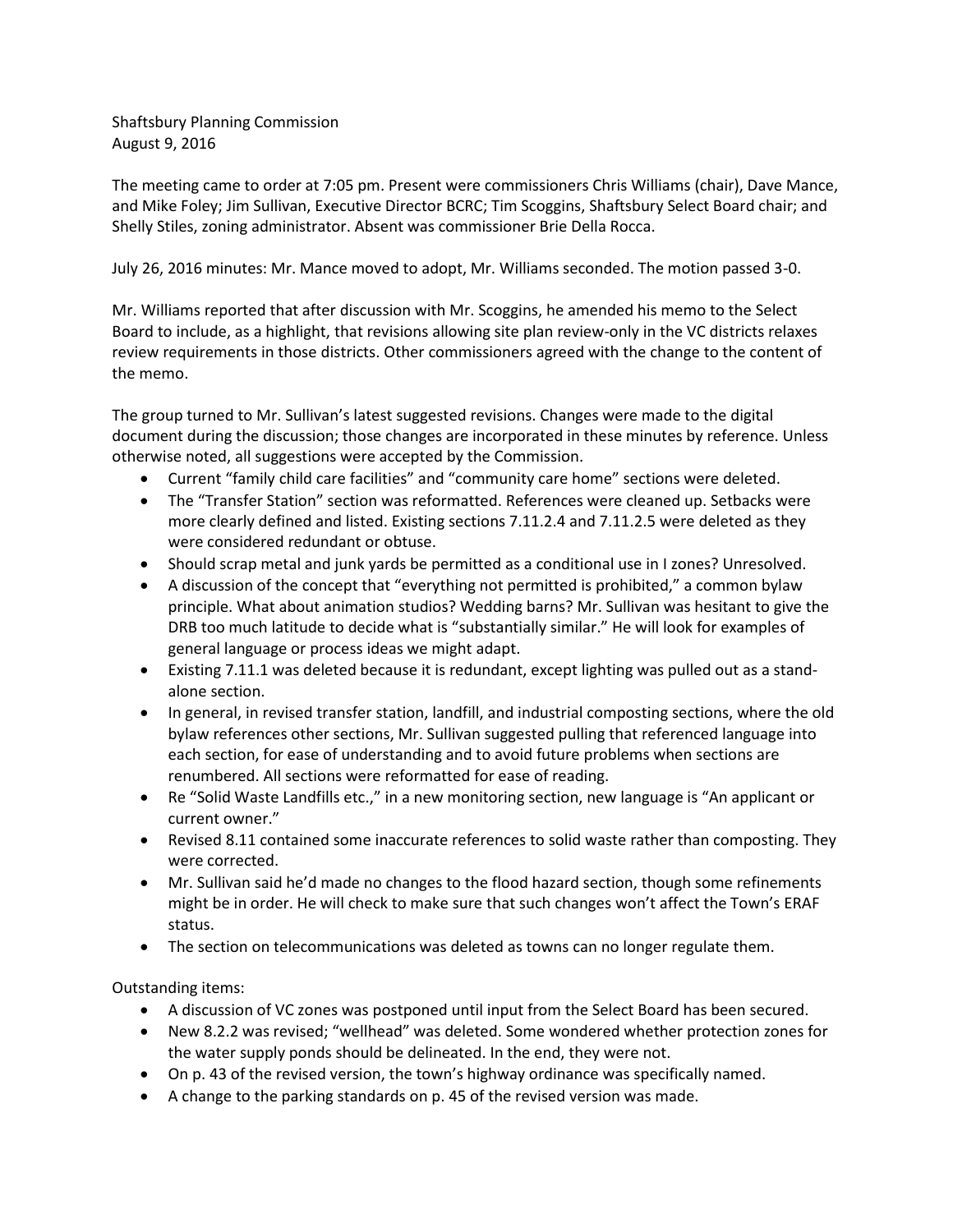Shaftsbury Planning Commission
August 9, 2016

The meeting came to order at 7:05 pm. Present were commissioners Chris Williams (chair), Dave Mance, and Mike Foley; Jim Sullivan, Executive Director BCRC; Tim Scoggins, Shaftsbury Select Board chair; and Shelly Stiles, zoning administrator. Absent was commissioner Brie Della Rocca.

July 26, 2016 minutes: Mr. Mance moved to adopt, Mr. Williams seconded. The motion passed 3-0.

Mr. Williams reported that after discussion with Mr. Scoggins, he amended his memo to the Select Board to include, as a highlight, that revisions allowing site plan review-only in the VC districts relaxes review requirements in those districts. Other commissioners agreed with the change to the content of the memo.

The group turned to Mr. Sullivan's latest suggested revisions. Changes were made to the digital document during the discussion; those changes are incorporated in these minutes by reference. Unless otherwise noted, all suggestions were accepted by the Commission.

- Current "family child care facilities" and "community care home" sections were deleted.
- The "Transfer Station" section was reformatted. References were cleaned up. Setbacks were more clearly defined and listed. Existing sections 7.11.2.4 and 7.11.2.5 were deleted as they were considered redundant or obtuse.
- Should scrap metal and junk yards be permitted as a conditional use in I zones? Unresolved.
- A discussion of the concept that "everything not permitted is prohibited," a common bylaw principle. What about animation studios? Wedding barns? Mr. Sullivan was hesitant to give the DRB too much latitude to decide what is "substantially similar." He will look for examples of general language or process ideas we might adapt.
- Existing 7.11.1 was deleted because it is redundant, except lighting was pulled out as a stand-alone section.
- In general, in revised transfer station, landfill, and industrial composting sections, where the old bylaw references other sections, Mr. Sullivan suggested pulling that referenced language into each section, for ease of understanding and to avoid future problems when sections are renumbered. All sections were reformatted for ease of reading.
- Re "Solid Waste Landfills etc.," in a new monitoring section, new language is "An applicant or current owner."
- Revised 8.11 contained some inaccurate references to solid waste rather than composting. They were corrected.
- Mr. Sullivan said he'd made no changes to the flood hazard section, though some refinements might be in order. He will check to make sure that such changes won't affect the Town's ERAF status.
- The section on telecommunications was deleted as towns can no longer regulate them.

Outstanding items:

- A discussion of VC zones was postponed until input from the Select Board has been secured.
- New 8.2.2 was revised; "wellhead" was deleted. Some wondered whether protection zones for the water supply ponds should be delineated. In the end, they were not.
- On p. 43 of the revised version, the town's highway ordinance was specifically named.
- A change to the parking standards on p. 45 of the revised version was made.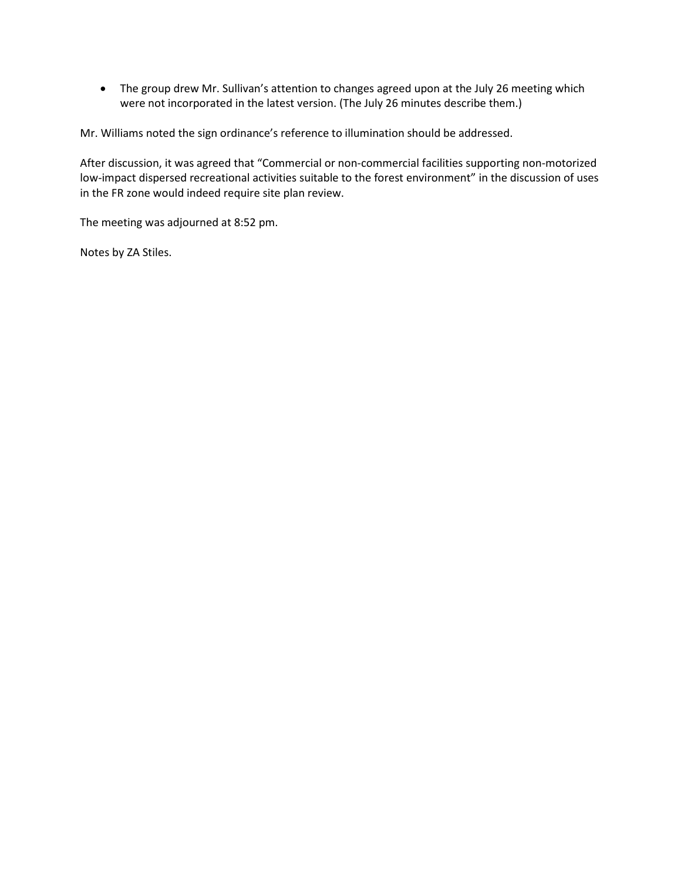- The group drew Mr. Sullivan's attention to changes agreed upon at the July 26 meeting which were not incorporated in the latest version. (The July 26 minutes describe them.)

Mr. Williams noted the sign ordinance's reference to illumination should be addressed.

After discussion, it was agreed that "Commercial or non-commercial facilities supporting non-motorized low-impact dispersed recreational activities suitable to the forest environment" in the discussion of uses in the FR zone would indeed require site plan review.

The meeting was adjourned at 8:52 pm.

Notes by ZA Stiles.